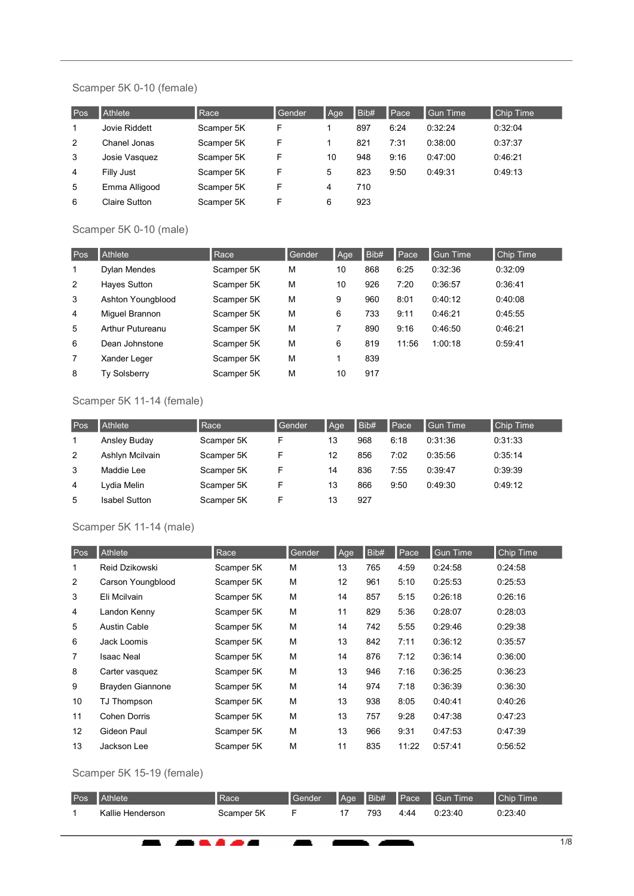### Scamper 5K 0-10 (female)

| Pos | Athlete | Race | Gender | Age | Bib# | Pace | Gun Time | Chip Time |
|---|---|---|---|---|---|---|---|---|
| 1 | Jovie Riddett | Scamper 5K | F | 1 | 897 | 6:24 | 0:32:24 | 0:32:04 |
| 2 | Chanel Jonas | Scamper 5K | F | 1 | 821 | 7:31 | 0:38:00 | 0:37:37 |
| 3 | Josie Vasquez | Scamper 5K | F | 10 | 948 | 9:16 | 0:47:00 | 0:46:21 |
| 4 | Filly Just | Scamper 5K | F | 5 | 823 | 9:50 | 0:49:31 | 0:49:13 |
| 5 | Emma Alligood | Scamper 5K | F | 4 | 710 | | | |
| 6 | Claire Sutton | Scamper 5K | F | 6 | 923 | | | |

### Scamper 5K 0-10 (male)

| Pos | Athlete | Race | Gender | Age | Bib# | Pace | Gun Time | Chip Time |
|---|---|---|---|---|---|---|---|---|
| 1 | Dylan Mendes | Scamper 5K | M | 10 | 868 | 6:25 | 0:32:36 | 0:32:09 |
| 2 | Hayes Sutton | Scamper 5K | M | 10 | 926 | 7:20 | 0:36:57 | 0:36:41 |
| 3 | Ashton Youngblood | Scamper 5K | M | 9 | 960 | 8:01 | 0:40:12 | 0:40:08 |
| 4 | Miguel Brannon | Scamper 5K | M | 6 | 733 | 9:11 | 0:46:21 | 0:45:55 |
| 5 | Arthur Putureanu | Scamper 5K | M | 7 | 890 | 9:16 | 0:46:50 | 0:46:21 |
| 6 | Dean Johnstone | Scamper 5K | M | 6 | 819 | 11:56 | 1:00:18 | 0:59:41 |
| 7 | Xander Leger | Scamper 5K | M | 1 | 839 | | | |
| 8 | Ty Solsberry | Scamper 5K | M | 10 | 917 | | | |

### Scamper 5K 11-14 (female)

| Pos | Athlete | Race | Gender | Age | Bib# | Pace | Gun Time | Chip Time |
|---|---|---|---|---|---|---|---|---|
| 1 | Ansley Buday | Scamper 5K | F | 13 | 968 | 6:18 | 0:31:36 | 0:31:33 |
| 2 | Ashlyn Mcilvain | Scamper 5K | F | 12 | 856 | 7:02 | 0:35:56 | 0:35:14 |
| 3 | Maddie Lee | Scamper 5K | F | 14 | 836 | 7:55 | 0:39:47 | 0:39:39 |
| 4 | Lydia Melin | Scamper 5K | F | 13 | 866 | 9:50 | 0:49:30 | 0:49:12 |
| 5 | Isabel Sutton | Scamper 5K | F | 13 | 927 | | | |

### Scamper 5K 11-14 (male)

| Pos | Athlete | Race | Gender | Age | Bib# | Pace | Gun Time | Chip Time |
|---|---|---|---|---|---|---|---|---|
| 1 | Reid Dzikowski | Scamper 5K | M | 13 | 765 | 4:59 | 0:24:58 | 0:24:58 |
| 2 | Carson Youngblood | Scamper 5K | M | 12 | 961 | 5:10 | 0:25:53 | 0:25:53 |
| 3 | Eli Mcilvain | Scamper 5K | M | 14 | 857 | 5:15 | 0:26:18 | 0:26:16 |
| 4 | Landon Kenny | Scamper 5K | M | 11 | 829 | 5:36 | 0:28:07 | 0:28:03 |
| 5 | Austin Cable | Scamper 5K | M | 14 | 742 | 5:55 | 0:29:46 | 0:29:38 |
| 6 | Jack Loomis | Scamper 5K | M | 13 | 842 | 7:11 | 0:36:12 | 0:35:57 |
| 7 | Isaac Neal | Scamper 5K | M | 14 | 876 | 7:12 | 0:36:14 | 0:36:00 |
| 8 | Carter vasquez | Scamper 5K | M | 13 | 946 | 7:16 | 0:36:25 | 0:36:23 |
| 9 | Brayden Giannone | Scamper 5K | M | 14 | 974 | 7:18 | 0:36:39 | 0:36:30 |
| 10 | TJ Thompson | Scamper 5K | M | 13 | 938 | 8:05 | 0:40:41 | 0:40:26 |
| 11 | Cohen Dorris | Scamper 5K | M | 13 | 757 | 9:28 | 0:47:38 | 0:47:23 |
| 12 | Gideon Paul | Scamper 5K | M | 13 | 966 | 9:31 | 0:47:53 | 0:47:39 |
| 13 | Jackson Lee | Scamper 5K | M | 11 | 835 | 11:22 | 0:57:41 | 0:56:52 |

### Scamper 5K 15-19 (female)

| Pos | Athlete | Race | Gender | Age | Bib# | Pace | Gun Time | Chip Time |
|---|---|---|---|---|---|---|---|---|
| 1 | Kallie Henderson | Scamper 5K | F | 17 | 793 | 4:44 | 0:23:40 | 0:23:40 |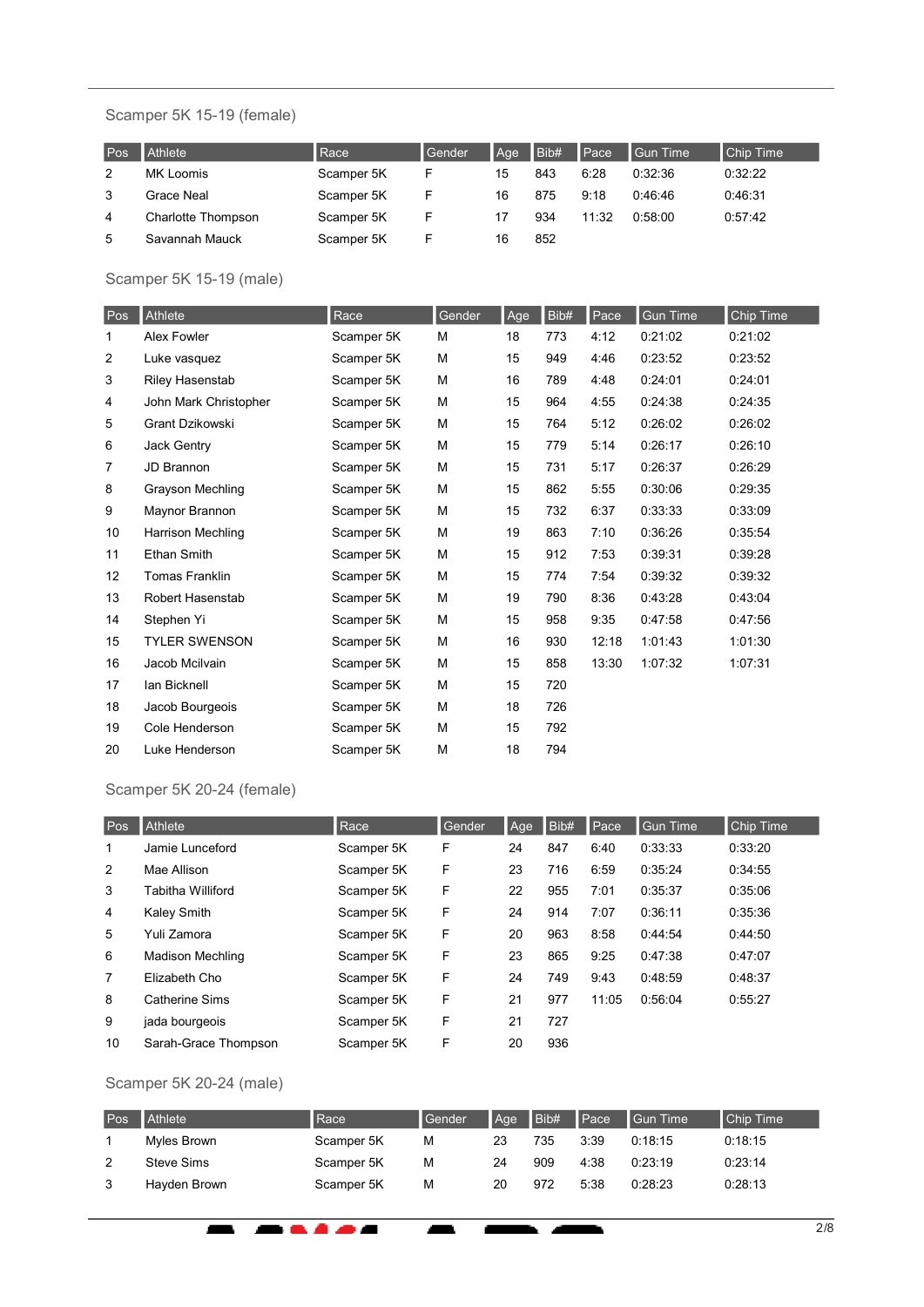## Scamper 5K 15-19 (female)

| Pos | Athlete | Race | Gender | Age | Bib# | Pace | Gun Time | Chip Time |
|---|---|---|---|---|---|---|---|---|
| 2 | MK Loomis | Scamper 5K | F | 15 | 843 | 6:28 | 0:32:36 | 0:32:22 |
| 3 | Grace Neal | Scamper 5K | F | 16 | 875 | 9:18 | 0:46:46 | 0:46:31 |
| 4 | Charlotte Thompson | Scamper 5K | F | 17 | 934 | 11:32 | 0:58:00 | 0:57:42 |
| 5 | Savannah Mauck | Scamper 5K | F | 16 | 852 | | | |

## Scamper 5K 15-19 (male)

| Pos | Athlete | Race | Gender | Age | Bib# | Pace | Gun Time | Chip Time |
|---|---|---|---|---|---|---|---|---|
| 1 | Alex Fowler | Scamper 5K | M | 18 | 773 | 4:12 | 0:21:02 | 0:21:02 |
| 2 | Luke vasquez | Scamper 5K | M | 15 | 949 | 4:46 | 0:23:52 | 0:23:52 |
| 3 | Riley Hasenstab | Scamper 5K | M | 16 | 789 | 4:48 | 0:24:01 | 0:24:01 |
| 4 | John Mark Christopher | Scamper 5K | M | 15 | 964 | 4:55 | 0:24:38 | 0:24:35 |
| 5 | Grant Dzikowski | Scamper 5K | M | 15 | 764 | 5:12 | 0:26:02 | 0:26:02 |
| 6 | Jack Gentry | Scamper 5K | M | 15 | 779 | 5:14 | 0:26:17 | 0:26:10 |
| 7 | JD Brannon | Scamper 5K | M | 15 | 731 | 5:17 | 0:26:37 | 0:26:29 |
| 8 | Grayson Mechling | Scamper 5K | M | 15 | 862 | 5:55 | 0:30:06 | 0:29:35 |
| 9 | Maynor Brannon | Scamper 5K | M | 15 | 732 | 6:37 | 0:33:33 | 0:33:09 |
| 10 | Harrison Mechling | Scamper 5K | M | 19 | 863 | 7:10 | 0:36:26 | 0:35:54 |
| 11 | Ethan Smith | Scamper 5K | M | 15 | 912 | 7:53 | 0:39:31 | 0:39:28 |
| 12 | Tomas Franklin | Scamper 5K | M | 15 | 774 | 7:54 | 0:39:32 | 0:39:32 |
| 13 | Robert Hasenstab | Scamper 5K | M | 19 | 790 | 8:36 | 0:43:28 | 0:43:04 |
| 14 | Stephen Yi | Scamper 5K | M | 15 | 958 | 9:35 | 0:47:58 | 0:47:56 |
| 15 | TYLER SWENSON | Scamper 5K | M | 16 | 930 | 12:18 | 1:01:43 | 1:01:30 |
| 16 | Jacob Mcilvain | Scamper 5K | M | 15 | 858 | 13:30 | 1:07:32 | 1:07:31 |
| 17 | Ian Bicknell | Scamper 5K | M | 15 | 720 | | | |
| 18 | Jacob Bourgeois | Scamper 5K | M | 18 | 726 | | | |
| 19 | Cole Henderson | Scamper 5K | M | 15 | 792 | | | |
| 20 | Luke Henderson | Scamper 5K | M | 18 | 794 | | | |

## Scamper 5K 20-24 (female)

| Pos | Athlete | Race | Gender | Age | Bib# | Pace | Gun Time | Chip Time |
|---|---|---|---|---|---|---|---|---|
| 1 | Jamie Lunceford | Scamper 5K | F | 24 | 847 | 6:40 | 0:33:33 | 0:33:20 |
| 2 | Mae Allison | Scamper 5K | F | 23 | 716 | 6:59 | 0:35:24 | 0:34:55 |
| 3 | Tabitha Williford | Scamper 5K | F | 22 | 955 | 7:01 | 0:35:37 | 0:35:06 |
| 4 | Kaley Smith | Scamper 5K | F | 24 | 914 | 7:07 | 0:36:11 | 0:35:36 |
| 5 | Yuli Zamora | Scamper 5K | F | 20 | 963 | 8:58 | 0:44:54 | 0:44:50 |
| 6 | Madison Mechling | Scamper 5K | F | 23 | 865 | 9:25 | 0:47:38 | 0:47:07 |
| 7 | Elizabeth Cho | Scamper 5K | F | 24 | 749 | 9:43 | 0:48:59 | 0:48:37 |
| 8 | Catherine Sims | Scamper 5K | F | 21 | 977 | 11:05 | 0:56:04 | 0:55:27 |
| 9 | jada bourgeois | Scamper 5K | F | 21 | 727 | | | |
| 10 | Sarah-Grace Thompson | Scamper 5K | F | 20 | 936 | | | |

## Scamper 5K 20-24 (male)

| Pos | Athlete | Race | Gender | Age | Bib# | Pace | Gun Time | Chip Time |
|---|---|---|---|---|---|---|---|---|
| 1 | Myles Brown | Scamper 5K | M | 23 | 735 | 3:39 | 0:18:15 | 0:18:15 |
| 2 | Steve Sims | Scamper 5K | M | 24 | 909 | 4:38 | 0:23:19 | 0:23:14 |
| 3 | Hayden Brown | Scamper 5K | M | 20 | 972 | 5:38 | 0:28:23 | 0:28:13 |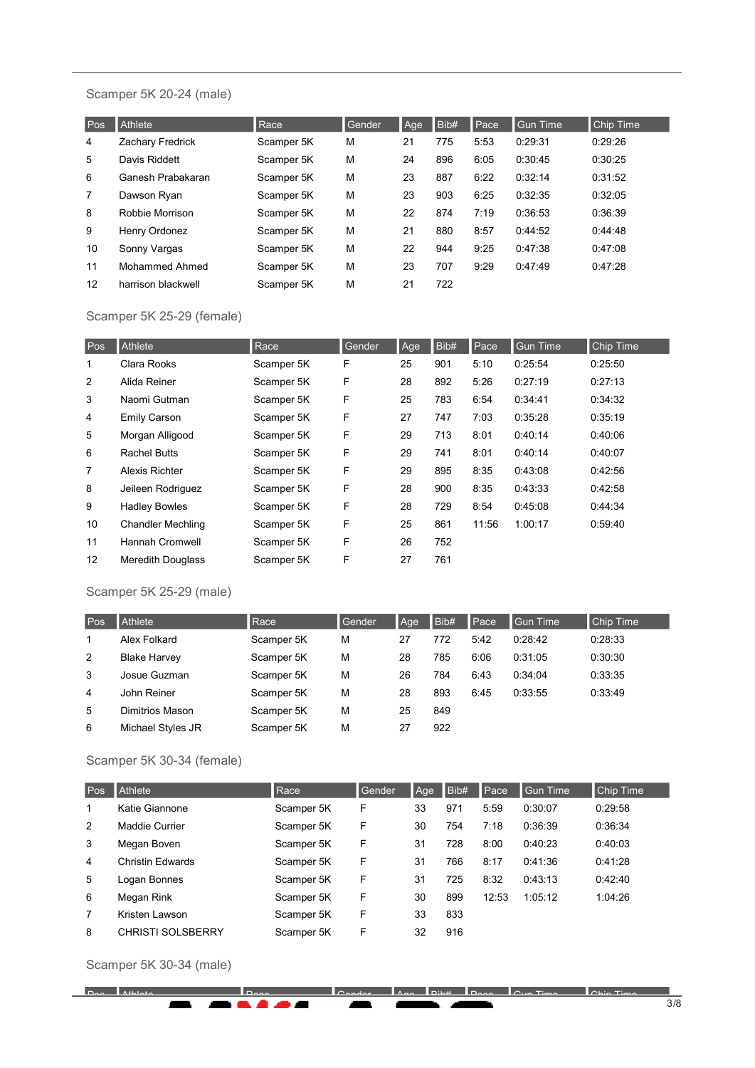### Scamper 5K 20-24 (male)

| Pos | Athlete | Race | Gender | Age | Bib# | Pace | Gun Time | Chip Time |
|---|---|---|---|---|---|---|---|---|
| 4 | Zachary Fredrick | Scamper 5K | M | 21 | 775 | 5:53 | 0:29:31 | 0:29:26 |
| 5 | Davis Riddett | Scamper 5K | M | 24 | 896 | 6:05 | 0:30:45 | 0:30:25 |
| 6 | Ganesh Prabakaran | Scamper 5K | M | 23 | 887 | 6:22 | 0:32:14 | 0:31:52 |
| 7 | Dawson Ryan | Scamper 5K | M | 23 | 903 | 6:25 | 0:32:35 | 0:32:05 |
| 8 | Robbie Morrison | Scamper 5K | M | 22 | 874 | 7:19 | 0:36:53 | 0:36:39 |
| 9 | Henry Ordonez | Scamper 5K | M | 21 | 880 | 8:57 | 0:44:52 | 0:44:48 |
| 10 | Sonny Vargas | Scamper 5K | M | 22 | 944 | 9:25 | 0:47:38 | 0:47:08 |
| 11 | Mohammed Ahmed | Scamper 5K | M | 23 | 707 | 9:29 | 0:47:49 | 0:47:28 |
| 12 | harrison blackwell | Scamper 5K | M | 21 | 722 | | | |

### Scamper 5K 25-29 (female)

| Pos | Athlete | Race | Gender | Age | Bib# | Pace | Gun Time | Chip Time |
|---|---|---|---|---|---|---|---|---|
| 1 | Clara Rooks | Scamper 5K | F | 25 | 901 | 5:10 | 0:25:54 | 0:25:50 |
| 2 | Alida Reiner | Scamper 5K | F | 28 | 892 | 5:26 | 0:27:19 | 0:27:13 |
| 3 | Naomi Gutman | Scamper 5K | F | 25 | 783 | 6:54 | 0:34:41 | 0:34:32 |
| 4 | Emily Carson | Scamper 5K | F | 27 | 747 | 7:03 | 0:35:28 | 0:35:19 |
| 5 | Morgan Alligood | Scamper 5K | F | 29 | 713 | 8:01 | 0:40:14 | 0:40:06 |
| 6 | Rachel Butts | Scamper 5K | F | 29 | 741 | 8:01 | 0:40:14 | 0:40:07 |
| 7 | Alexis Richter | Scamper 5K | F | 29 | 895 | 8:35 | 0:43:08 | 0:42:56 |
| 8 | Jeileen Rodriguez | Scamper 5K | F | 28 | 900 | 8:35 | 0:43:33 | 0:42:58 |
| 9 | Hadley Bowles | Scamper 5K | F | 28 | 729 | 8:54 | 0:45:08 | 0:44:34 |
| 10 | Chandler Mechling | Scamper 5K | F | 25 | 861 | 11:56 | 1:00:17 | 0:59:40 |
| 11 | Hannah Cromwell | Scamper 5K | F | 26 | 752 | | | |
| 12 | Meredith Douglass | Scamper 5K | F | 27 | 761 | | | |

### Scamper 5K 25-29 (male)

| Pos | Athlete | Race | Gender | Age | Bib# | Pace | Gun Time | Chip Time |
|---|---|---|---|---|---|---|---|---|
| 1 | Alex Folkard | Scamper 5K | M | 27 | 772 | 5:42 | 0:28:42 | 0:28:33 |
| 2 | Blake Harvey | Scamper 5K | M | 28 | 785 | 6:06 | 0:31:05 | 0:30:30 |
| 3 | Josue Guzman | Scamper 5K | M | 26 | 784 | 6:43 | 0:34:04 | 0:33:35 |
| 4 | John Reiner | Scamper 5K | M | 28 | 893 | 6:45 | 0:33:55 | 0:33:49 |
| 5 | Dimitrios Mason | Scamper 5K | M | 25 | 849 | | | |
| 6 | Michael Styles JR | Scamper 5K | M | 27 | 922 | | | |

### Scamper 5K 30-34 (female)

| Pos | Athlete | Race | Gender | Age | Bib# | Pace | Gun Time | Chip Time |
|---|---|---|---|---|---|---|---|---|
| 1 | Katie Giannone | Scamper 5K | F | 33 | 971 | 5:59 | 0:30:07 | 0:29:58 |
| 2 | Maddie Currier | Scamper 5K | F | 30 | 754 | 7:18 | 0:36:39 | 0:36:34 |
| 3 | Megan Boven | Scamper 5K | F | 31 | 728 | 8:00 | 0:40:23 | 0:40:03 |
| 4 | Christin Edwards | Scamper 5K | F | 31 | 766 | 8:17 | 0:41:36 | 0:41:28 |
| 5 | Logan Bonnes | Scamper 5K | F | 31 | 725 | 8:32 | 0:43:13 | 0:42:40 |
| 6 | Megan Rink | Scamper 5K | F | 30 | 899 | 12:53 | 1:05:12 | 1:04:26 |
| 7 | Kristen Lawson | Scamper 5K | F | 33 | 833 | | | |
| 8 | CHRISTI SOLSBERRY | Scamper 5K | F | 32 | 916 | | | |

### Scamper 5K 30-34 (male)

| Pos | Athlete | Race | Gender | Age | Bib# | Pace | Gun Time | Chip Time |
|---|---|---|---|---|---|---|---|---|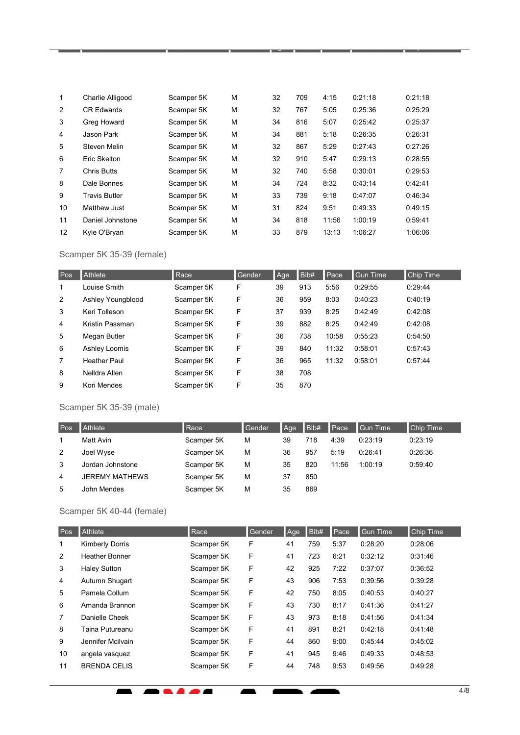| Pos | Athlete | Race | Gender | Age | Bib# | Pace | Gun Time | Chip Time |
|---|---|---|---|---|---|---|---|---|
| 1 | Charlie Alligood | Scamper 5K | M | 32 | 709 | 4:15 | 0:21:18 | 0:21:18 |
| 2 | CR Edwards | Scamper 5K | M | 32 | 767 | 5:05 | 0:25:36 | 0:25:29 |
| 3 | Greg Howard | Scamper 5K | M | 34 | 816 | 5:07 | 0:25:42 | 0:25:37 |
| 4 | Jason Park | Scamper 5K | M | 34 | 881 | 5:18 | 0:26:35 | 0:26:31 |
| 5 | Steven Melin | Scamper 5K | M | 32 | 867 | 5:29 | 0:27:43 | 0:27:26 |
| 6 | Eric Skelton | Scamper 5K | M | 32 | 910 | 5:47 | 0:29:13 | 0:28:55 |
| 7 | Chris Butts | Scamper 5K | M | 32 | 740 | 5:58 | 0:30:01 | 0:29:53 |
| 8 | Dale Bonnes | Scamper 5K | M | 34 | 724 | 8:32 | 0:43:14 | 0:42:41 |
| 9 | Travis Butler | Scamper 5K | M | 33 | 739 | 9:18 | 0:47:07 | 0:46:34 |
| 10 | Matthew Just | Scamper 5K | M | 31 | 824 | 9:51 | 0:49:33 | 0:49:15 |
| 11 | Daniel Johnstone | Scamper 5K | M | 34 | 818 | 11:56 | 1:00:19 | 0:59:41 |
| 12 | Kyle O'Bryan | Scamper 5K | M | 33 | 879 | 13:13 | 1:06:27 | 1:06:06 |

## Scamper 5K 35-39 (female)

| Pos | Athlete | Race | Gender | Age | Bib# | Pace | Gun Time | Chip Time |
|---|---|---|---|---|---|---|---|---|
| 1 | Louise Smith | Scamper 5K | F | 39 | 913 | 5:56 | 0:29:55 | 0:29:44 |
| 2 | Ashley Youngblood | Scamper 5K | F | 36 | 959 | 8:03 | 0:40:23 | 0:40:19 |
| 3 | Keri Tolleson | Scamper 5K | F | 37 | 939 | 8:25 | 0:42:49 | 0:42:08 |
| 4 | Kristin Passman | Scamper 5K | F | 39 | 882 | 8:25 | 0:42:49 | 0:42:08 |
| 5 | Megan Butler | Scamper 5K | F | 36 | 738 | 10:58 | 0:55:23 | 0:54:50 |
| 6 | Ashley Loomis | Scamper 5K | F | 39 | 840 | 11:32 | 0:58:01 | 0:57:43 |
| 7 | Heather Paul | Scamper 5K | F | 36 | 965 | 11:32 | 0:58:01 | 0:57:44 |
| 8 | Nelldra Allen | Scamper 5K | F | 38 | 708 | | | |
| 9 | Kori Mendes | Scamper 5K | F | 35 | 870 | | | |

## Scamper 5K 35-39 (male)

| Pos | Athlete | Race | Gender | Age | Bib# | Pace | Gun Time | Chip Time |
|---|---|---|---|---|---|---|---|---|
| 1 | Matt Avin | Scamper 5K | M | 39 | 718 | 4:39 | 0:23:19 | 0:23:19 |
| 2 | Joel Wyse | Scamper 5K | M | 36 | 957 | 5:19 | 0:26:41 | 0:26:36 |
| 3 | Jordan Johnstone | Scamper 5K | M | 35 | 820 | 11:56 | 1:00:19 | 0:59:40 |
| 4 | JEREMY MATHEWS | Scamper 5K | M | 37 | 850 | | | |
| 5 | John Mendes | Scamper 5K | M | 35 | 869 | | | |

## Scamper 5K 40-44 (female)

| Pos | Athlete | Race | Gender | Age | Bib# | Pace | Gun Time | Chip Time |
|---|---|---|---|---|---|---|---|---|
| 1 | Kimberly Dorris | Scamper 5K | F | 41 | 759 | 5:37 | 0:28:20 | 0:28:06 |
| 2 | Heather Bonner | Scamper 5K | F | 41 | 723 | 6:21 | 0:32:12 | 0:31:46 |
| 3 | Haley Sutton | Scamper 5K | F | 42 | 925 | 7:22 | 0:37:07 | 0:36:52 |
| 4 | Autumn Shugart | Scamper 5K | F | 43 | 906 | 7:53 | 0:39:56 | 0:39:28 |
| 5 | Pamela Collum | Scamper 5K | F | 42 | 750 | 8:05 | 0:40:53 | 0:40:27 |
| 6 | Amanda Brannon | Scamper 5K | F | 43 | 730 | 8:17 | 0:41:36 | 0:41:27 |
| 7 | Danielle Cheek | Scamper 5K | F | 43 | 973 | 8:18 | 0:41:56 | 0:41:34 |
| 8 | Taina Putureanu | Scamper 5K | F | 41 | 891 | 8:21 | 0:42:18 | 0:41:48 |
| 9 | Jennifer Mcilvain | Scamper 5K | F | 44 | 860 | 9:00 | 0:45:44 | 0:45:02 |
| 10 | angela vasquez | Scamper 5K | F | 41 | 945 | 9:46 | 0:49:33 | 0:48:53 |
| 11 | BRENDA CELIS | Scamper 5K | F | 44 | 748 | 9:53 | 0:49:56 | 0:49:28 |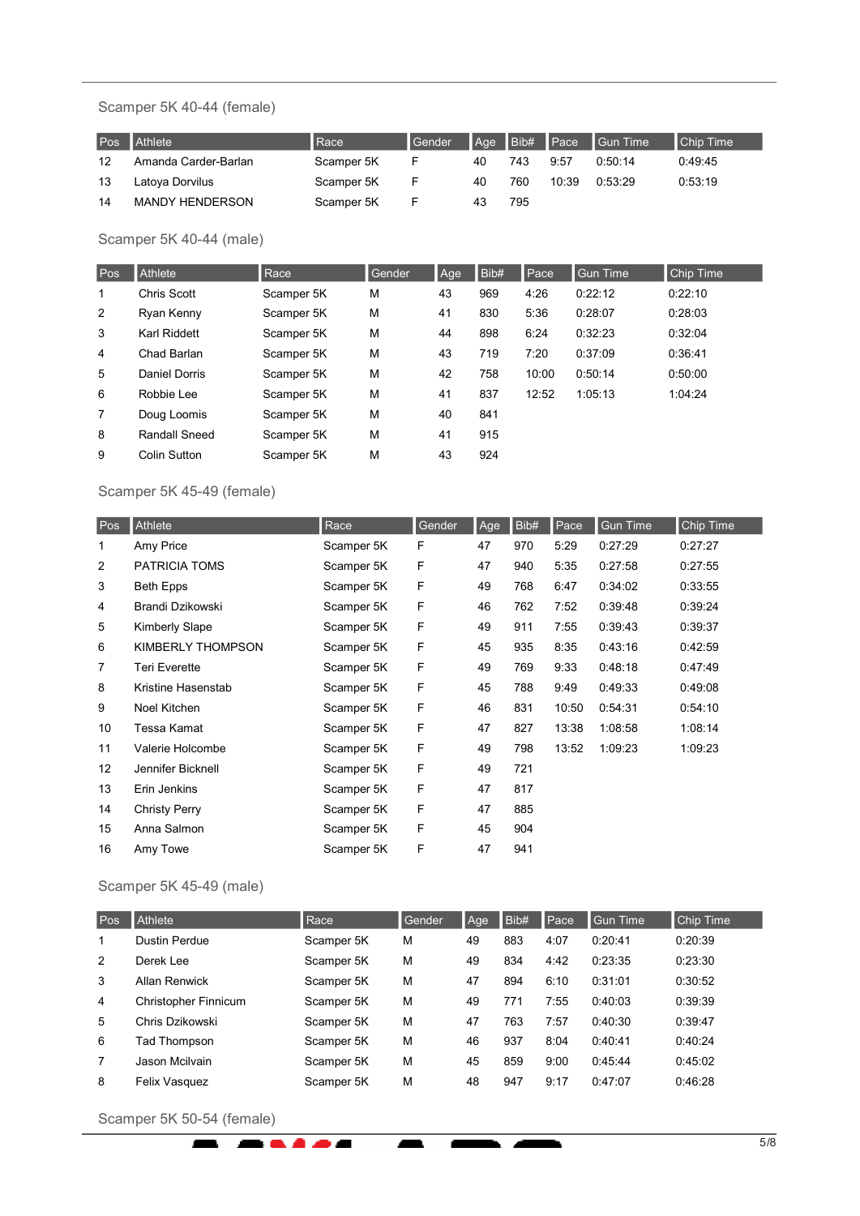### Scamper 5K 40-44 (female)

| Pos | Athlete | Race | Gender | Age | Bib# | Pace | Gun Time | Chip Time |
|---|---|---|---|---|---|---|---|---|
| 12 | Amanda Carder-Barlan | Scamper 5K | F | 40 | 743 | 9:57 | 0:50:14 | 0:49:45 |
| 13 | Latoya Dorvilus | Scamper 5K | F | 40 | 760 | 10:39 | 0:53:29 | 0:53:19 |
| 14 | MANDY HENDERSON | Scamper 5K | F | 43 | 795 | | | |

### Scamper 5K 40-44 (male)

| Pos | Athlete | Race | Gender | Age | Bib# | Pace | Gun Time | Chip Time |
|---|---|---|---|---|---|---|---|---|
| 1 | Chris Scott | Scamper 5K | M | 43 | 969 | 4:26 | 0:22:12 | 0:22:10 |
| 2 | Ryan Kenny | Scamper 5K | M | 41 | 830 | 5:36 | 0:28:07 | 0:28:03 |
| 3 | Karl Riddett | Scamper 5K | M | 44 | 898 | 6:24 | 0:32:23 | 0:32:04 |
| 4 | Chad Barlan | Scamper 5K | M | 43 | 719 | 7:20 | 0:37:09 | 0:36:41 |
| 5 | Daniel Dorris | Scamper 5K | M | 42 | 758 | 10:00 | 0:50:14 | 0:50:00 |
| 6 | Robbie Lee | Scamper 5K | M | 41 | 837 | 12:52 | 1:05:13 | 1:04:24 |
| 7 | Doug Loomis | Scamper 5K | M | 40 | 841 | | | |
| 8 | Randall Sneed | Scamper 5K | M | 41 | 915 | | | |
| 9 | Colin Sutton | Scamper 5K | M | 43 | 924 | | | |

### Scamper 5K 45-49 (female)

| Pos | Athlete | Race | Gender | Age | Bib# | Pace | Gun Time | Chip Time |
|---|---|---|---|---|---|---|---|---|
| 1 | Amy Price | Scamper 5K | F | 47 | 970 | 5:29 | 0:27:29 | 0:27:27 |
| 2 | PATRICIA TOMS | Scamper 5K | F | 47 | 940 | 5:35 | 0:27:58 | 0:27:55 |
| 3 | Beth Epps | Scamper 5K | F | 49 | 768 | 6:47 | 0:34:02 | 0:33:55 |
| 4 | Brandi Dzikowski | Scamper 5K | F | 46 | 762 | 7:52 | 0:39:48 | 0:39:24 |
| 5 | Kimberly Slape | Scamper 5K | F | 49 | 911 | 7:55 | 0:39:43 | 0:39:37 |
| 6 | KIMBERLY THOMPSON | Scamper 5K | F | 45 | 935 | 8:35 | 0:43:16 | 0:42:59 |
| 7 | Teri Everette | Scamper 5K | F | 49 | 769 | 9:33 | 0:48:18 | 0:47:49 |
| 8 | Kristine Hasenstab | Scamper 5K | F | 45 | 788 | 9:49 | 0:49:33 | 0:49:08 |
| 9 | Noel Kitchen | Scamper 5K | F | 46 | 831 | 10:50 | 0:54:31 | 0:54:10 |
| 10 | Tessa Kamat | Scamper 5K | F | 47 | 827 | 13:38 | 1:08:58 | 1:08:14 |
| 11 | Valerie Holcombe | Scamper 5K | F | 49 | 798 | 13:52 | 1:09:23 | 1:09:23 |
| 12 | Jennifer Bicknell | Scamper 5K | F | 49 | 721 | | | |
| 13 | Erin Jenkins | Scamper 5K | F | 47 | 817 | | | |
| 14 | Christy Perry | Scamper 5K | F | 47 | 885 | | | |
| 15 | Anna Salmon | Scamper 5K | F | 45 | 904 | | | |
| 16 | Amy Towe | Scamper 5K | F | 47 | 941 | | | |

### Scamper 5K 45-49 (male)

| Pos | Athlete | Race | Gender | Age | Bib# | Pace | Gun Time | Chip Time |
|---|---|---|---|---|---|---|---|---|
| 1 | Dustin Perdue | Scamper 5K | M | 49 | 883 | 4:07 | 0:20:41 | 0:20:39 |
| 2 | Derek Lee | Scamper 5K | M | 49 | 834 | 4:42 | 0:23:35 | 0:23:30 |
| 3 | Allan Renwick | Scamper 5K | M | 47 | 894 | 6:10 | 0:31:01 | 0:30:52 |
| 4 | Christopher Finnicum | Scamper 5K | M | 49 | 771 | 7:55 | 0:40:03 | 0:39:39 |
| 5 | Chris Dzikowski | Scamper 5K | M | 47 | 763 | 7:57 | 0:40:30 | 0:39:47 |
| 6 | Tad Thompson | Scamper 5K | M | 46 | 937 | 8:04 | 0:40:41 | 0:40:24 |
| 7 | Jason Mcilvain | Scamper 5K | M | 45 | 859 | 9:00 | 0:45:44 | 0:45:02 |
| 8 | Felix Vasquez | Scamper 5K | M | 48 | 947 | 9:17 | 0:47:07 | 0:46:28 |

### Scamper 5K 50-54 (female)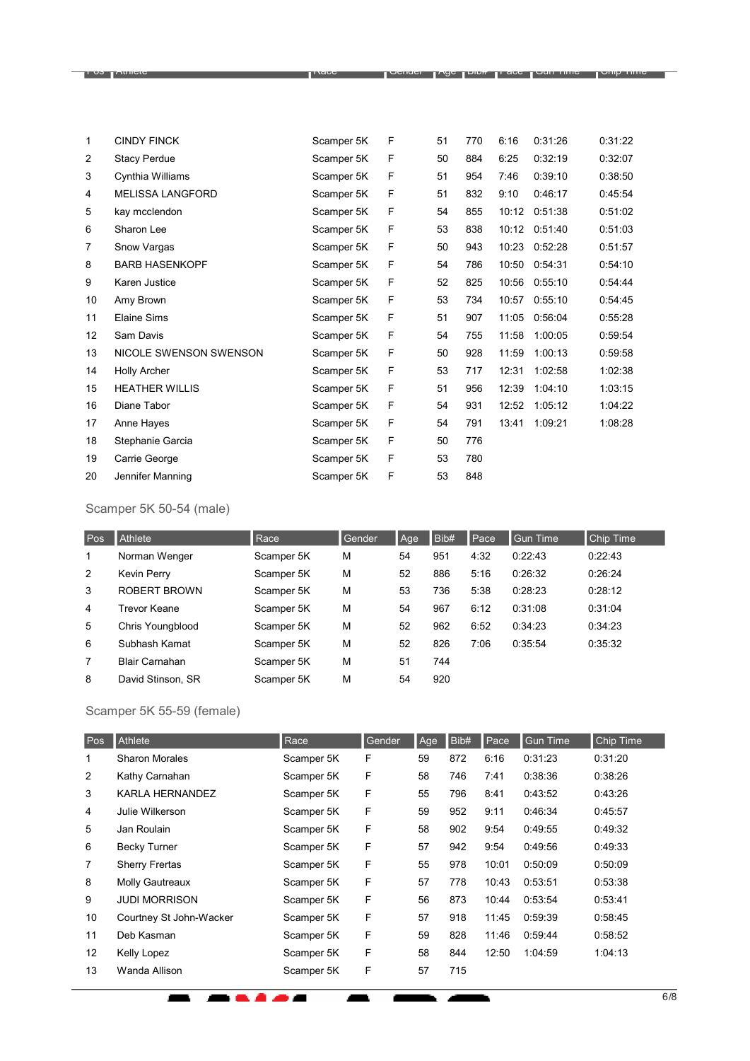| Pos | Athlete | Race | Gender | Age | Bib# | Pace | Gun Time | Chip Time |
|---|---|---|---|---|---|---|---|---|
| 1 | CINDY FINCK | Scamper 5K | F | 51 | 770 | 6:16 | 0:31:26 | 0:31:22 |
| 2 | Stacy Perdue | Scamper 5K | F | 50 | 884 | 6:25 | 0:32:19 | 0:32:07 |
| 3 | Cynthia Williams | Scamper 5K | F | 51 | 954 | 7:46 | 0:39:10 | 0:38:50 |
| 4 | MELISSA LANGFORD | Scamper 5K | F | 51 | 832 | 9:10 | 0:46:17 | 0:45:54 |
| 5 | kay mcclendon | Scamper 5K | F | 54 | 855 | 10:12 | 0:51:38 | 0:51:02 |
| 6 | Sharon Lee | Scamper 5K | F | 53 | 838 | 10:12 | 0:51:40 | 0:51:03 |
| 7 | Snow Vargas | Scamper 5K | F | 50 | 943 | 10:23 | 0:52:28 | 0:51:57 |
| 8 | BARB HASENKOPF | Scamper 5K | F | 54 | 786 | 10:50 | 0:54:31 | 0:54:10 |
| 9 | Karen Justice | Scamper 5K | F | 52 | 825 | 10:56 | 0:55:10 | 0:54:44 |
| 10 | Amy Brown | Scamper 5K | F | 53 | 734 | 10:57 | 0:55:10 | 0:54:45 |
| 11 | Elaine Sims | Scamper 5K | F | 51 | 907 | 11:05 | 0:56:04 | 0:55:28 |
| 12 | Sam Davis | Scamper 5K | F | 54 | 755 | 11:58 | 1:00:05 | 0:59:54 |
| 13 | NICOLE SWENSON SWENSON | Scamper 5K | F | 50 | 928 | 11:59 | 1:00:13 | 0:59:58 |
| 14 | Holly Archer | Scamper 5K | F | 53 | 717 | 12:31 | 1:02:58 | 1:02:38 |
| 15 | HEATHER WILLIS | Scamper 5K | F | 51 | 956 | 12:39 | 1:04:10 | 1:03:15 |
| 16 | Diane Tabor | Scamper 5K | F | 54 | 931 | 12:52 | 1:05:12 | 1:04:22 |
| 17 | Anne Hayes | Scamper 5K | F | 54 | 791 | 13:41 | 1:09:21 | 1:08:28 |
| 18 | Stephanie Garcia | Scamper 5K | F | 50 | 776 | | | |
| 19 | Carrie George | Scamper 5K | F | 53 | 780 | | | |
| 20 | Jennifer Manning | Scamper 5K | F | 53 | 848 | | | |

### Scamper 5K 50-54 (male)

| Pos | Athlete | Race | Gender | Age | Bib# | Pace | Gun Time | Chip Time |
|---|---|---|---|---|---|---|---|---|
| 1 | Norman Wenger | Scamper 5K | M | 54 | 951 | 4:32 | 0:22:43 | 0:22:43 |
| 2 | Kevin Perry | Scamper 5K | M | 52 | 886 | 5:16 | 0:26:32 | 0:26:24 |
| 3 | ROBERT BROWN | Scamper 5K | M | 53 | 736 | 5:38 | 0:28:23 | 0:28:12 |
| 4 | Trevor Keane | Scamper 5K | M | 54 | 967 | 6:12 | 0:31:08 | 0:31:04 |
| 5 | Chris Youngblood | Scamper 5K | M | 52 | 962 | 6:52 | 0:34:23 | 0:34:23 |
| 6 | Subhash Kamat | Scamper 5K | M | 52 | 826 | 7:06 | 0:35:54 | 0:35:32 |
| 7 | Blair Carnahan | Scamper 5K | M | 51 | 744 | | | |
| 8 | David Stinson, SR | Scamper 5K | M | 54 | 920 | | | |

### Scamper 5K 55-59 (female)

| Pos | Athlete | Race | Gender | Age | Bib# | Pace | Gun Time | Chip Time |
|---|---|---|---|---|---|---|---|---|
| 1 | Sharon Morales | Scamper 5K | F | 59 | 872 | 6:16 | 0:31:23 | 0:31:20 |
| 2 | Kathy Carnahan | Scamper 5K | F | 58 | 746 | 7:41 | 0:38:36 | 0:38:26 |
| 3 | KARLA HERNANDEZ | Scamper 5K | F | 55 | 796 | 8:41 | 0:43:52 | 0:43:26 |
| 4 | Julie Wilkerson | Scamper 5K | F | 59 | 952 | 9:11 | 0:46:34 | 0:45:57 |
| 5 | Jan Roulain | Scamper 5K | F | 58 | 902 | 9:54 | 0:49:55 | 0:49:32 |
| 6 | Becky Turner | Scamper 5K | F | 57 | 942 | 9:54 | 0:49:56 | 0:49:33 |
| 7 | Sherry Frertas | Scamper 5K | F | 55 | 978 | 10:01 | 0:50:09 | 0:50:09 |
| 8 | Molly Gautreaux | Scamper 5K | F | 57 | 778 | 10:43 | 0:53:51 | 0:53:38 |
| 9 | JUDI MORRISON | Scamper 5K | F | 56 | 873 | 10:44 | 0:53:54 | 0:53:41 |
| 10 | Courtney St John-Wacker | Scamper 5K | F | 57 | 918 | 11:45 | 0:59:39 | 0:58:45 |
| 11 | Deb Kasman | Scamper 5K | F | 59 | 828 | 11:46 | 0:59:44 | 0:58:52 |
| 12 | Kelly Lopez | Scamper 5K | F | 58 | 844 | 12:50 | 1:04:59 | 1:04:13 |
| 13 | Wanda Allison | Scamper 5K | F | 57 | 715 | | | |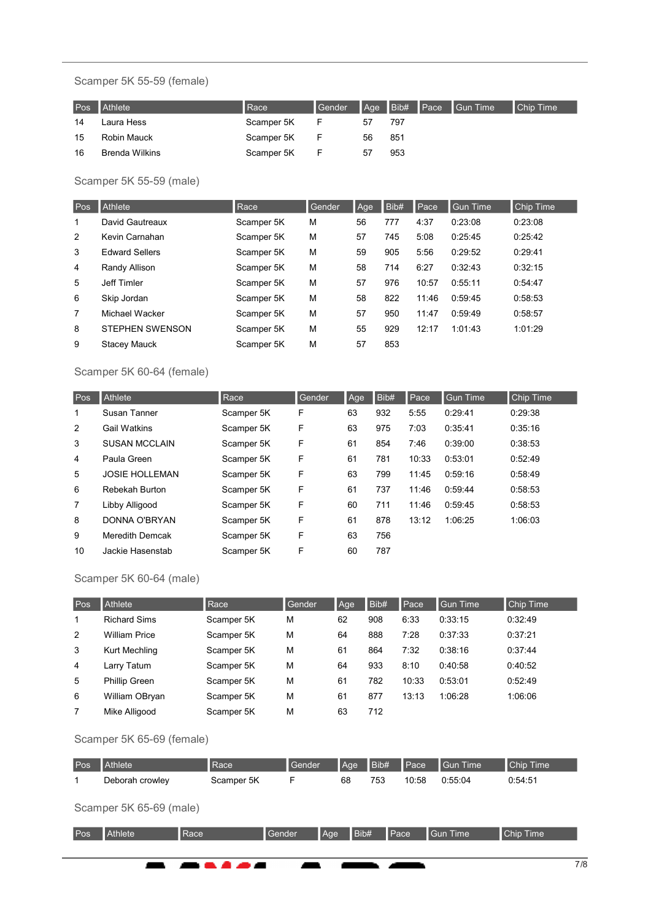### Scamper 5K 55-59 (female)

| Pos | Athlete | Race | Gender | Age | Bib# | Pace | Gun Time | Chip Time |
|---|---|---|---|---|---|---|---|---|
| 14 | Laura Hess | Scamper 5K | F | 57 | 797 | | | |
| 15 | Robin Mauck | Scamper 5K | F | 56 | 851 | | | |
| 16 | Brenda Wilkins | Scamper 5K | F | 57 | 953 | | | |

### Scamper 5K 55-59 (male)

| Pos | Athlete | Race | Gender | Age | Bib# | Pace | Gun Time | Chip Time |
|---|---|---|---|---|---|---|---|---|
| 1 | David Gautreaux | Scamper 5K | M | 56 | 777 | 4:37 | 0:23:08 | 0:23:08 |
| 2 | Kevin Carnahan | Scamper 5K | M | 57 | 745 | 5:08 | 0:25:45 | 0:25:42 |
| 3 | Edward Sellers | Scamper 5K | M | 59 | 905 | 5:56 | 0:29:52 | 0:29:41 |
| 4 | Randy Allison | Scamper 5K | M | 58 | 714 | 6:27 | 0:32:43 | 0:32:15 |
| 5 | Jeff Timler | Scamper 5K | M | 57 | 976 | 10:57 | 0:55:11 | 0:54:47 |
| 6 | Skip Jordan | Scamper 5K | M | 58 | 822 | 11:46 | 0:59:45 | 0:58:53 |
| 7 | Michael Wacker | Scamper 5K | M | 57 | 950 | 11:47 | 0:59:49 | 0:58:57 |
| 8 | STEPHEN SWENSON | Scamper 5K | M | 55 | 929 | 12:17 | 1:01:43 | 1:01:29 |
| 9 | Stacey Mauck | Scamper 5K | M | 57 | 853 | | | |

### Scamper 5K 60-64 (female)

| Pos | Athlete | Race | Gender | Age | Bib# | Pace | Gun Time | Chip Time |
|---|---|---|---|---|---|---|---|---|
| 1 | Susan Tanner | Scamper 5K | F | 63 | 932 | 5:55 | 0:29:41 | 0:29:38 |
| 2 | Gail Watkins | Scamper 5K | F | 63 | 975 | 7:03 | 0:35:41 | 0:35:16 |
| 3 | SUSAN MCCLAIN | Scamper 5K | F | 61 | 854 | 7:46 | 0:39:00 | 0:38:53 |
| 4 | Paula Green | Scamper 5K | F | 61 | 781 | 10:33 | 0:53:01 | 0:52:49 |
| 5 | JOSIE HOLLEMAN | Scamper 5K | F | 63 | 799 | 11:45 | 0:59:16 | 0:58:49 |
| 6 | Rebekah Burton | Scamper 5K | F | 61 | 737 | 11:46 | 0:59:44 | 0:58:53 |
| 7 | Libby Alligood | Scamper 5K | F | 60 | 711 | 11:46 | 0:59:45 | 0:58:53 |
| 8 | DONNA O'BRYAN | Scamper 5K | F | 61 | 878 | 13:12 | 1:06:25 | 1:06:03 |
| 9 | Meredith Demcak | Scamper 5K | F | 63 | 756 | | | |
| 10 | Jackie Hasenstab | Scamper 5K | F | 60 | 787 | | | |

### Scamper 5K 60-64 (male)

| Pos | Athlete | Race | Gender | Age | Bib# | Pace | Gun Time | Chip Time |
|---|---|---|---|---|---|---|---|---|
| 1 | Richard Sims | Scamper 5K | M | 62 | 908 | 6:33 | 0:33:15 | 0:32:49 |
| 2 | William Price | Scamper 5K | M | 64 | 888 | 7:28 | 0:37:33 | 0:37:21 |
| 3 | Kurt Mechling | Scamper 5K | M | 61 | 864 | 7:32 | 0:38:16 | 0:37:44 |
| 4 | Larry Tatum | Scamper 5K | M | 64 | 933 | 8:10 | 0:40:58 | 0:40:52 |
| 5 | Phillip Green | Scamper 5K | M | 61 | 782 | 10:33 | 0:53:01 | 0:52:49 |
| 6 | William OBryan | Scamper 5K | M | 61 | 877 | 13:13 | 1:06:28 | 1:06:06 |
| 7 | Mike Alligood | Scamper 5K | M | 63 | 712 | | | |

### Scamper 5K 65-69 (female)

| Pos | Athlete | Race | Gender | Age | Bib# | Pace | Gun Time | Chip Time |
|---|---|---|---|---|---|---|---|---|
| 1 | Deborah crowley | Scamper 5K | F | 68 | 753 | 10:58 | 0:55:04 | 0:54:51 |

### Scamper 5K 65-69 (male)

| Pos | Athlete | Race | Gender | Age | Bib# | Pace | Gun Time | Chip Time |
|---|---|---|---|---|---|---|---|---|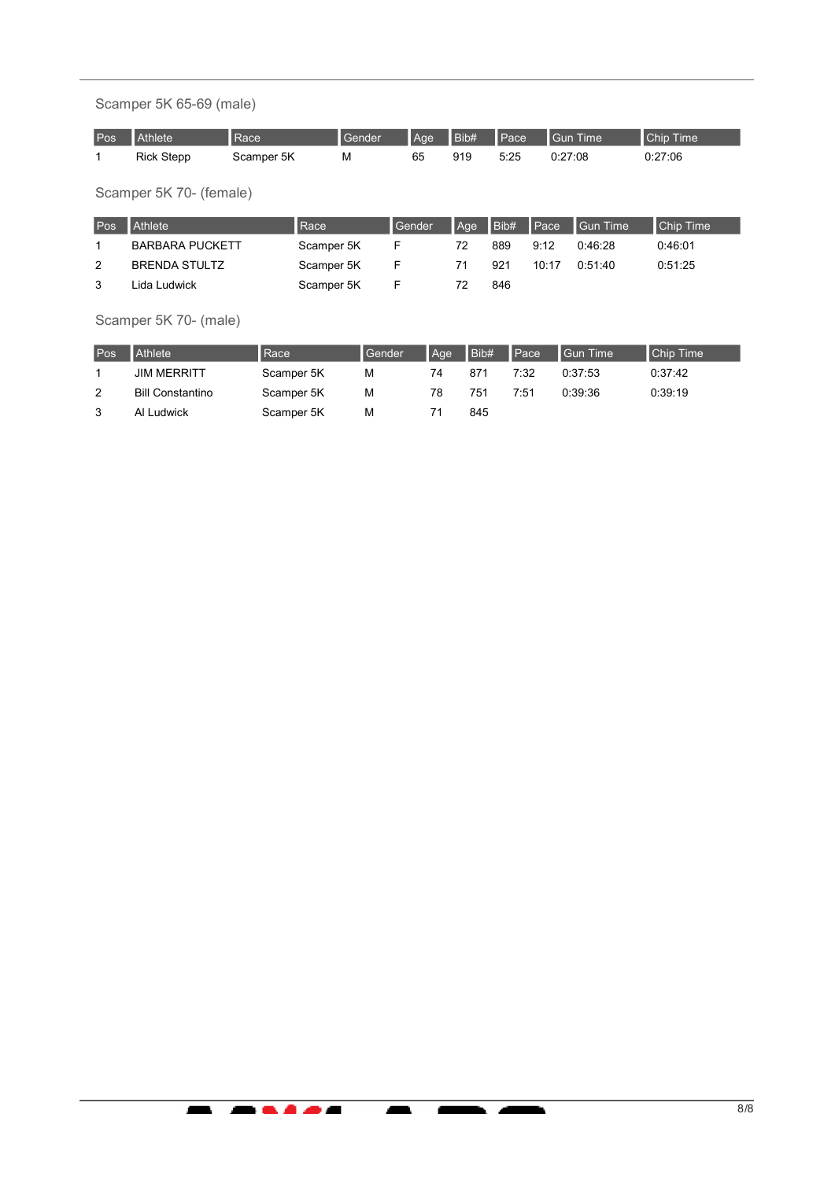### Scamper 5K 65-69 (male)

| Pos | Athlete | Race | Gender | Age | Bib# | Pace | Gun Time | Chip Time |
|---|---|---|---|---|---|---|---|---|
| 1 | Rick Stepp | Scamper 5K | M | 65 | 919 | 5:25 | 0:27:08 | 0:27:06 |

### Scamper 5K 70- (female)

| Pos | Athlete | Race | Gender | Age | Bib# | Pace | Gun Time | Chip Time |
|---|---|---|---|---|---|---|---|---|
| 1 | BARBARA PUCKETT | Scamper 5K | F | 72 | 889 | 9:12 | 0:46:28 | 0:46:01 |
| 2 | BRENDA STULTZ | Scamper 5K | F | 71 | 921 | 10:17 | 0:51:40 | 0:51:25 |
| 3 | Lida Ludwick | Scamper 5K | F | 72 | 846 | | | |

### Scamper 5K 70- (male)

| Pos | Athlete | Race | Gender | Age | Bib# | Pace | Gun Time | Chip Time |
|---|---|---|---|---|---|---|---|---|
| 1 | JIM MERRITT | Scamper 5K | M | 74 | 871 | 7:32 | 0:37:53 | 0:37:42 |
| 2 | Bill Constantino | Scamper 5K | M | 78 | 751 | 7:51 | 0:39:36 | 0:39:19 |
| 3 | Al Ludwick | Scamper 5K | M | 71 | 845 | | | |